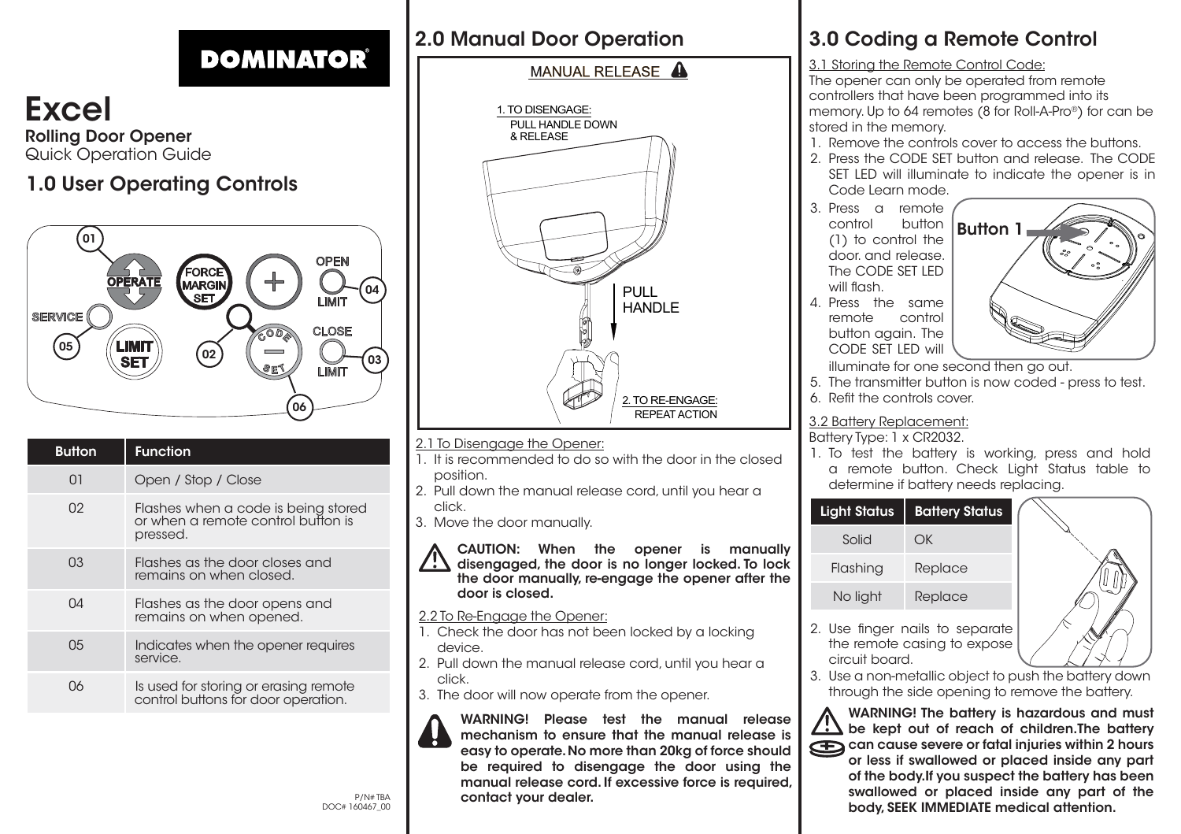# DOMINATOR®

# Excel

**Rolling Door Opener**

Quick Operation Guide

## 1.0 User Operating Controls

| Button | Function |
| --- | --- |
| 01 | Open / Stop / Close |
| 02 | Flashes when a code is being stored or when a remote control button is pressed. |
| 03 | Flashes as the door closes and remains on when closed. |
| 04 | Flashes as the door opens and remains on when opened. |
| 05 | Indicates when the opener requires service. |
| 06 | Is used for storing or erasing remote control buttons for door operation. |

P/N# TBA
DOC# 160467_00

## 2.0 Manual Door Operation

MANUAL RELEASE

1. TO DISENGAGE: PULL HANDLE DOWN & RELEASE

PULL HANDLE

2. TO RE-ENGAGE: REPEAT ACTION

2.1 To Disengage the Opener:

1. It is recommended to do so with the door in the closed position.
2. Pull down the manual release cord, until you hear a click.
3. Move the door manually.

**CAUTION: When the opener is manually disengaged, the door is no longer locked. To lock the door manually, re-engage the opener after the door is closed.**

2.2 To Re-Engage the Opener:

1. Check the door has not been locked by a locking device.
2. Pull down the manual release cord, until you hear a click.
3. The door will now operate from the opener.

**WARNING! Please test the manual release mechanism to ensure that the manual release is easy to operate. No more than 20kg of force should be required to disengage the door using the manual release cord. If excessive force is required, contact your dealer.**

## 3.0 Coding a Remote Control

3.1 Storing the Remote Control Code:

The opener can only be operated from remote controllers that have been programmed into its memory. Up to 64 remotes (8 for Roll-A-Pro®) for can be stored in the memory.

1. Remove the controls cover to access the buttons.
2. Press the CODE SET button and release. The CODE SET LED will illuminate to indicate the opener is in Code Learn mode.
3. Press a remote control button (1) to control the door. and release. The CODE SET LED will flash.
4. Press the same remote control button again. The CODE SET LED will illuminate for one second then go out.
5. The transmitter button is now coded - press to test.
6. Refit the controls cover.

Button 1

3.2 Battery Replacement:

Battery Type: 1 x CR2032.

1. To test the battery is working, press and hold a remote button. Check Light Status table to determine if battery needs replacing.

| Light Status | Battery Status |
| --- | --- |
| Solid | OK |
| Flashing | Replace |
| No light | Replace |

2. Use finger nails to separate the remote casing to expose circuit board.
3. Use a non-metallic object to push the battery down through the side opening to remove the battery.

**WARNING! The battery is hazardous and must be kept out of reach of children.The battery can cause severe or fatal injuries within 2 hours or less if swallowed or placed inside any part of the body.If you suspect the battery has been swallowed or placed inside any part of the body, SEEK IMMEDIATE medical attention.**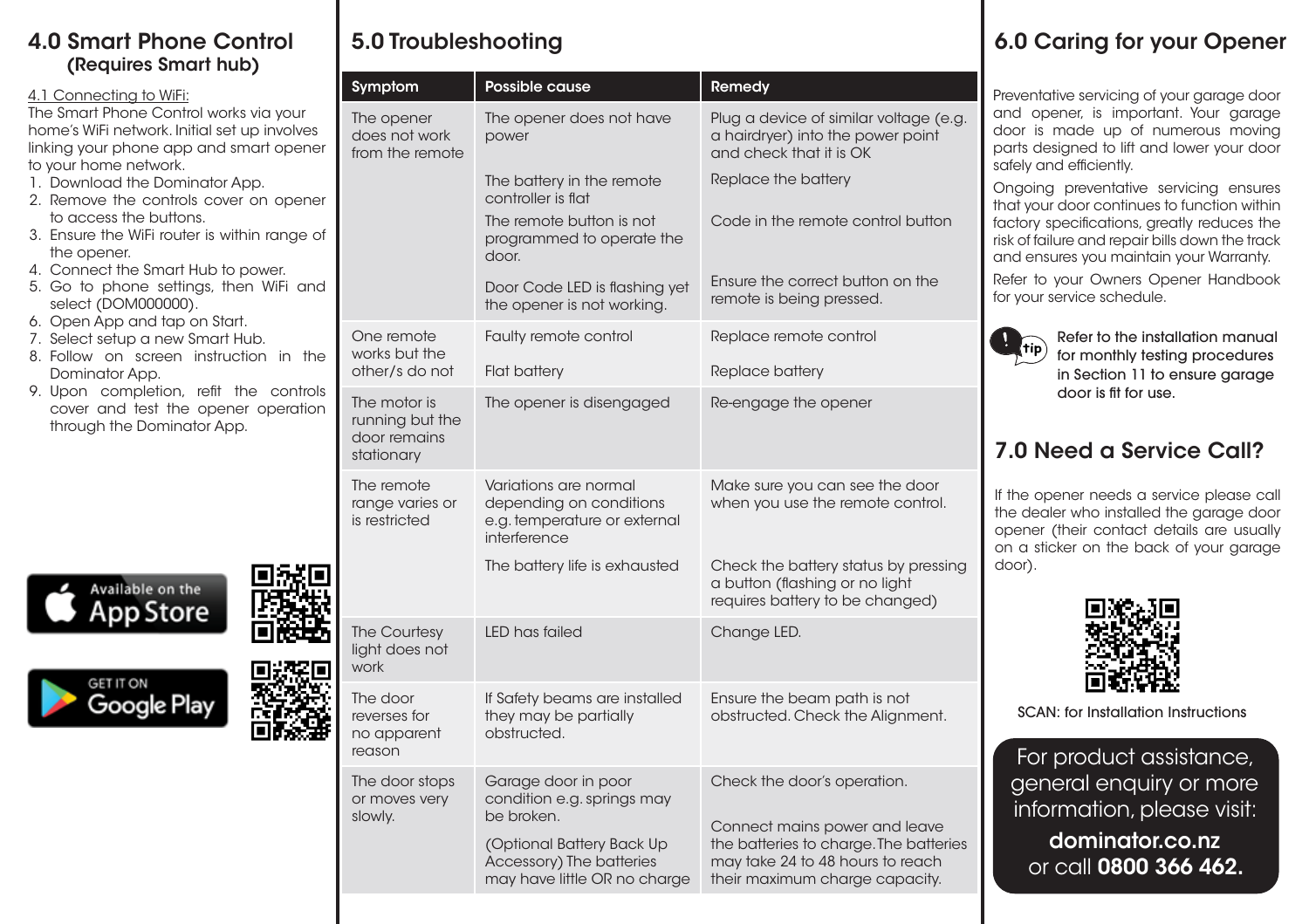## 4.0 Smart Phone Control (Requires Smart hub)

4.1 Connecting to WiFi:

The Smart Phone Control works via your home's WiFi network. Initial set up involves linking your phone app and smart opener to your home network.

1. Download the Dominator App.
2. Remove the controls cover on opener to access the buttons.
3. Ensure the WiFi router is within range of the opener.
4. Connect the Smart Hub to power.
5. Go to phone settings, then WiFi and select (DOM000000).
6. Open App and tap on Start.
7. Select setup a new Smart Hub.
8. Follow on screen instruction in the Dominator App.
9. Upon completion, refit the controls cover and test the opener operation through the Dominator App.

Available on the App Store

GET IT ON Google Play

## 5.0 Troubleshooting

| Symptom | Possible cause | Remedy |
| --- | --- | --- |
| The opener does not work from the remote | The opener does not have power | Plug a device of similar voltage (e.g. a hairdryer) into the power point and check that it is OK |
| | The battery in the remote controller is flat | Replace the battery |
| | The remote button is not programmed to operate the door. | Code in the remote control button |
| | Door Code LED is flashing yet the opener is not working. | Ensure the correct button on the remote is being pressed. |
| One remote works but the other/s do not | Faulty remote control | Replace remote control |
| | Flat battery | Replace battery |
| The motor is running but the door remains stationary | The opener is disengaged | Re-engage the opener |
| The remote range varies or is restricted | Variations are normal depending on conditions e.g. temperature or external interference | Make sure you can see the door when you use the remote control. |
| | The battery life is exhausted | Check the battery status by pressing a button (flashing or no light requires battery to be changed) |
| The Courtesy light does not work | LED has failed | Change LED. |
| The door reverses for no apparent reason | If Safety beams are installed they may be partially obstructed. | Ensure the beam path is not obstructed. Check the Alignment. |
| The door stops or moves very slowly. | Garage door in poor condition e.g. springs may be broken. | Check the door's operation. |
| | (Optional Battery Back Up Accessory) The batteries may have little OR no charge | Connect mains power and leave the batteries to charge. The batteries may take 24 to 48 hours to reach their maximum charge capacity. |

## 6.0 Caring for your Opener

Preventative servicing of your garage door and opener, is important. Your garage door is made up of numerous moving parts designed to lift and lower your door safely and efficiently.

Ongoing preventative servicing ensures that your door continues to function within factory specifications, greatly reduces the risk of failure and repair bills down the track and ensures you maintain your Warranty.

Refer to your Owners Opener Handbook for your service schedule.

**tip:** Refer to the installation manual for monthly testing procedures in Section 11 to ensure garage door is fit for use.

## 7.0 Need a Service Call?

If the opener needs a service please call the dealer who installed the garage door opener (their contact details are usually on a sticker on the back of your garage door).

SCAN: for Installation Instructions

For product assistance, general enquiry or more information, please visit:

**dominator.co.nz**

or call **0800 366 462.**